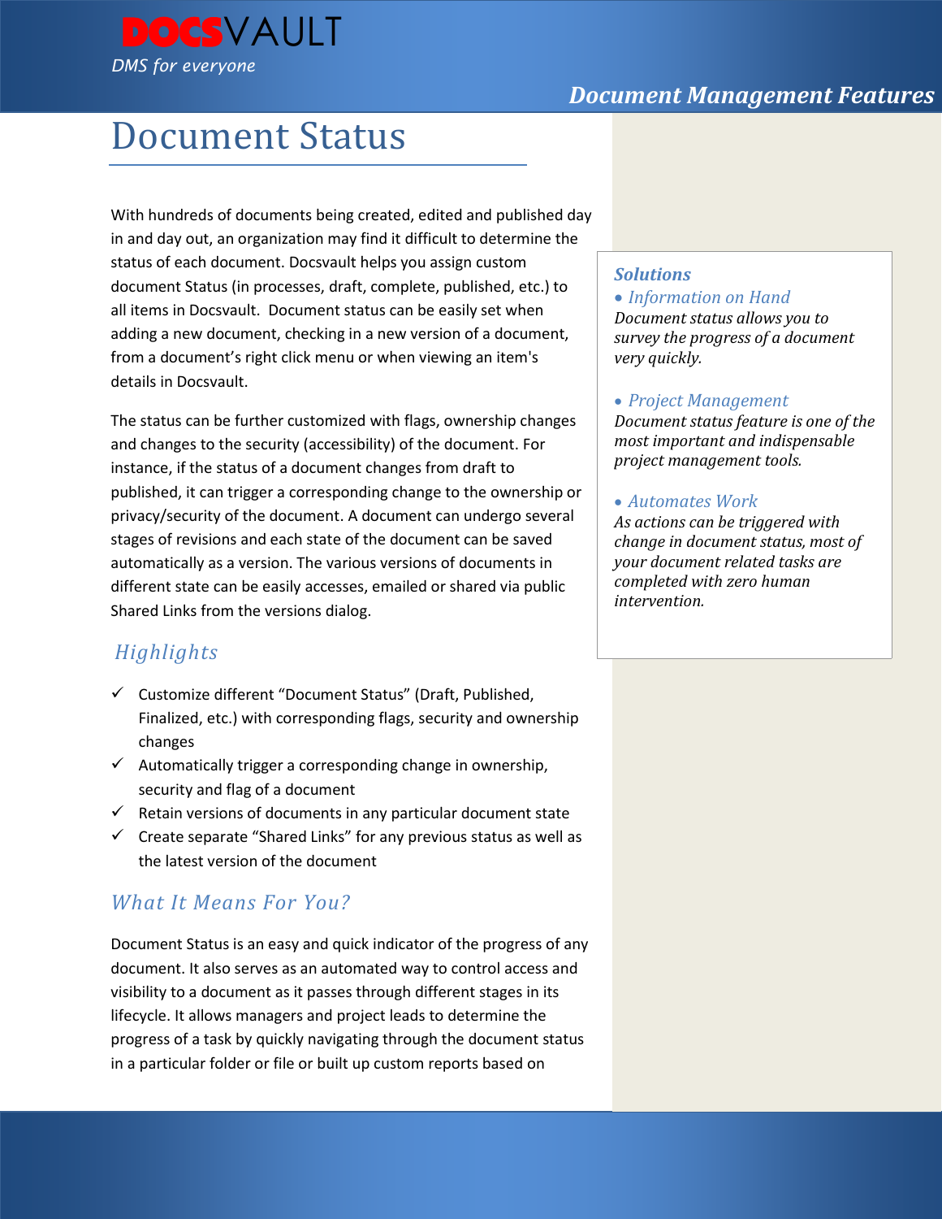DOCSVAULT

*DMS for everyone*

***Document Management Features***

# Document Status

With hundreds of documents being created, edited and published day in and day out, an organization may find it difficult to determine the status of each document. Docsvault helps you assign custom document Status (in processes, draft, complete, published, etc.) to all items in Docsvault. Document status can be easily set when adding a new document, checking in a new version of a document, from a document's right click menu or when viewing an item's details in Docsvault.

The status can be further customized with flags, ownership changes and changes to the security (accessibility) of the document. For instance, if the status of a document changes from draft to published, it can trigger a corresponding change to the ownership or privacy/security of the document. A document can undergo several stages of revisions and each state of the document can be saved automatically as a version. The various versions of documents in different state can be easily accesses, emailed or shared via public Shared Links from the versions dialog.

## Highlights

- ✓ Customize different "Document Status" (Draft, Published, Finalized, etc.) with corresponding flags, security and ownership changes
- ✓ Automatically trigger a corresponding change in ownership, security and flag of a document
- ✓ Retain versions of documents in any particular document state
- ✓ Create separate "Shared Links" for any previous status as well as the latest version of the document

## What It Means For You?

Document Status is an easy and quick indicator of the progress of any document. It also serves as an automated way to control access and visibility to a document as it passes through different stages in its lifecycle. It allows managers and project leads to determine the progress of a task by quickly navigating through the document status in a particular folder or file or built up custom reports based on

### *Solutions*

- *Information on Hand*
  *Document status allows you to survey the progress of a document very quickly.*
- *Project Management*
  *Document status feature is one of the most important and indispensable project management tools.*
- *Automates Work*
  *As actions can be triggered with change in document status, most of your document related tasks are completed with zero human intervention.*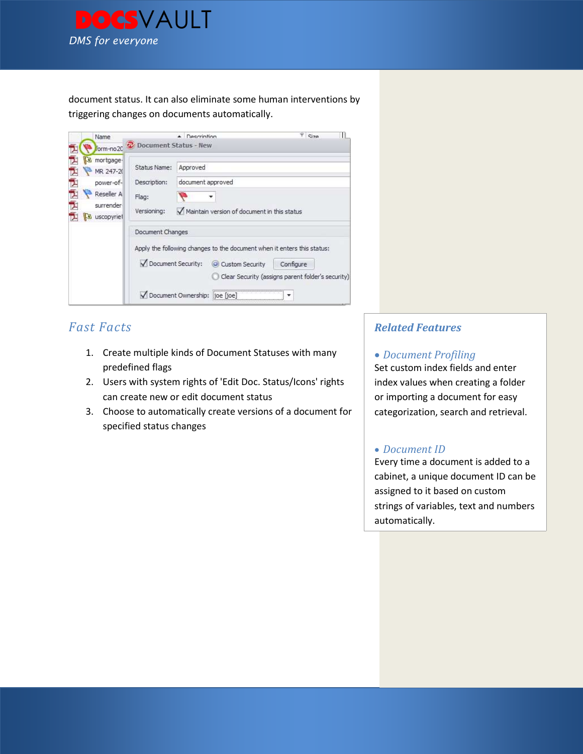document status. It can also eliminate some human interventions by triggering changes on documents automatically.

## Fast Facts

1. Create multiple kinds of Document Statuses with many predefined flags
2. Users with system rights of 'Edit Doc. Status/Icons' rights can create new or edit document status
3. Choose to automatically create versions of a document for specified status changes

## Related Features

- *Document Profiling*
  Set custom index fields and enter index values when creating a folder or importing a document for easy categorization, search and retrieval.

- *Document ID*
  Every time a document is added to a cabinet, a unique document ID can be assigned to it based on custom strings of variables, text and numbers automatically.